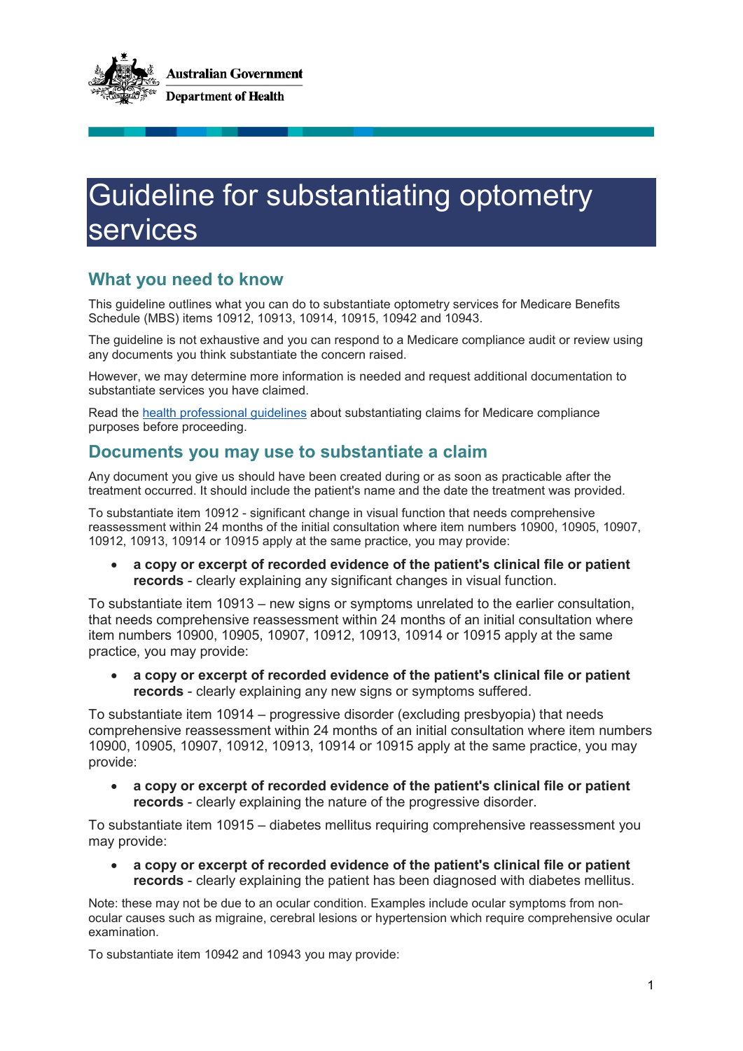Australian Government
Department of Health

# Guideline for substantiating optometry services

## What you need to know

This guideline outlines what you can do to substantiate optometry services for Medicare Benefits Schedule (MBS) items 10912, 10913, 10914, 10915, 10942 and 10943.

The guideline is not exhaustive and you can respond to a Medicare compliance audit or review using any documents you think substantiate the concern raised.

However, we may determine more information is needed and request additional documentation to substantiate services you have claimed.

Read the health professional guidelines about substantiating claims for Medicare compliance purposes before proceeding.

## Documents you may use to substantiate a claim

Any document you give us should have been created during or as soon as practicable after the treatment occurred. It should include the patient's name and the date the treatment was provided.

To substantiate item 10912 - significant change in visual function that needs comprehensive reassessment within 24 months of the initial consultation where item numbers 10900, 10905, 10907, 10912, 10913, 10914 or 10915 apply at the same practice, you may provide:

- **a copy or excerpt of recorded evidence of the patient's clinical file or patient records** - clearly explaining any significant changes in visual function.

To substantiate item 10913 – new signs or symptoms unrelated to the earlier consultation, that needs comprehensive reassessment within 24 months of an initial consultation where item numbers 10900, 10905, 10907, 10912, 10913, 10914 or 10915 apply at the same practice, you may provide:

- **a copy or excerpt of recorded evidence of the patient's clinical file or patient records** - clearly explaining any new signs or symptoms suffered.

To substantiate item 10914 – progressive disorder (excluding presbyopia) that needs comprehensive reassessment within 24 months of an initial consultation where item numbers 10900, 10905, 10907, 10912, 10913, 10914 or 10915 apply at the same practice, you may provide:

- **a copy or excerpt of recorded evidence of the patient's clinical file or patient records** - clearly explaining the nature of the progressive disorder.

To substantiate item 10915 – diabetes mellitus requiring comprehensive reassessment you may provide:

- **a copy or excerpt of recorded evidence of the patient's clinical file or patient records** - clearly explaining the patient has been diagnosed with diabetes mellitus.

Note: these may not be due to an ocular condition. Examples include ocular symptoms from non-ocular causes such as migraine, cerebral lesions or hypertension which require comprehensive ocular examination.

To substantiate item 10942 and 10943 you may provide: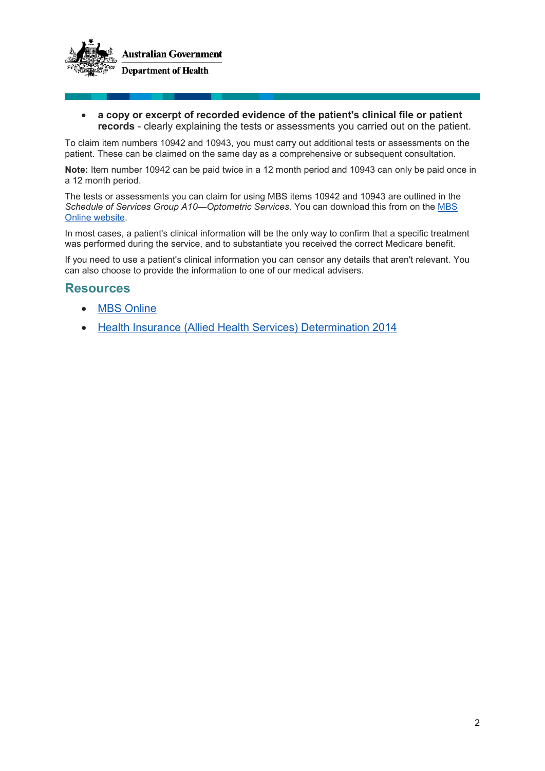- **a copy or excerpt of recorded evidence of the patient's clinical file or patient records** - clearly explaining the tests or assessments you carried out on the patient.

To claim item numbers 10942 and 10943, you must carry out additional tests or assessments on the patient. These can be claimed on the same day as a comprehensive or subsequent consultation.

**Note:** Item number 10942 can be paid twice in a 12 month period and 10943 can only be paid once in a 12 month period.

The tests or assessments you can claim for using MBS items 10942 and 10943 are outlined in the *Schedule of Services Group A10—Optometric Services*. You can download this from on the MBS Online website.

In most cases, a patient's clinical information will be the only way to confirm that a specific treatment was performed during the service, and to substantiate you received the correct Medicare benefit.

If you need to use a patient's clinical information you can censor any details that aren't relevant. You can also choose to provide the information to one of our medical advisers.

## Resources

- MBS Online
- Health Insurance (Allied Health Services) Determination 2014